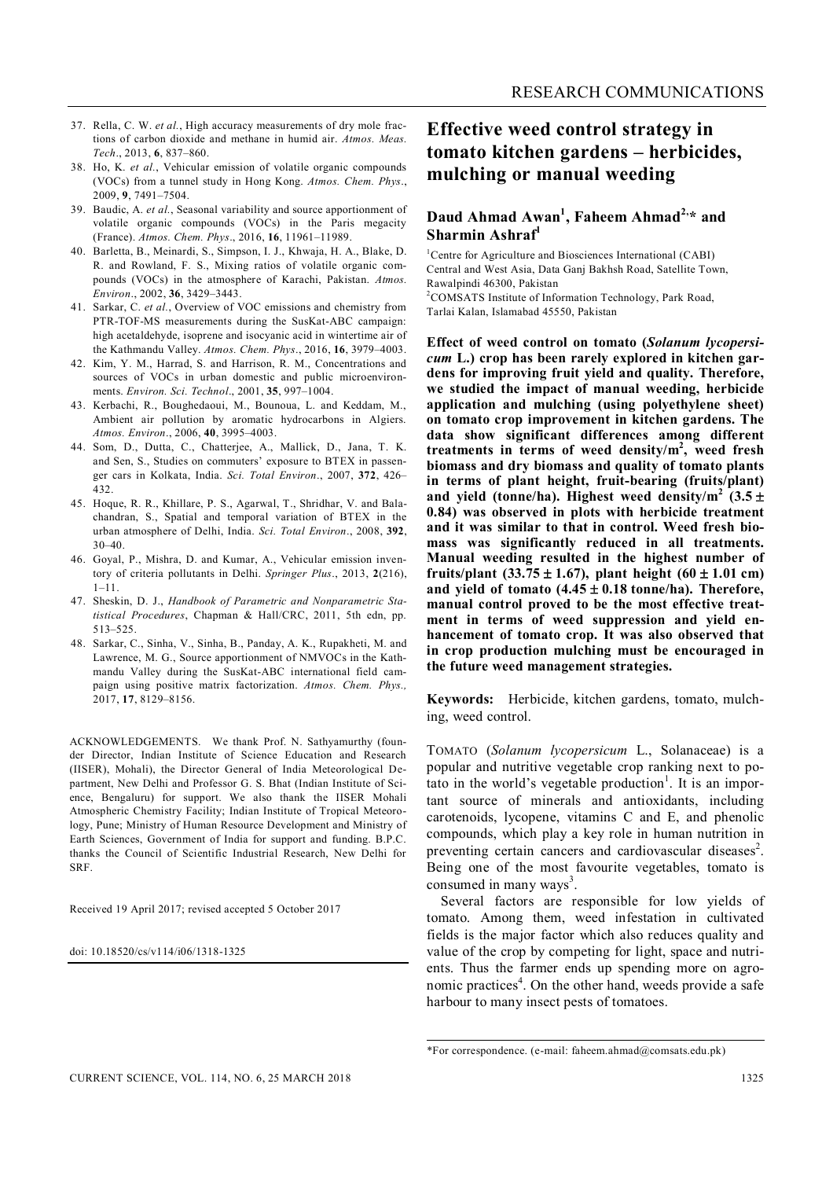37. Rella, C. W. *et al.*, High accuracy measurements of dry mole fractions of carbon dioxide and methane in humid air. *Atmos. Meas. Tech*., 2013, **6**, 837–860.
38. Ho, K. *et al.*, Vehicular emission of volatile organic compounds (VOCs) from a tunnel study in Hong Kong. *Atmos. Chem. Phys*., 2009, **9**, 7491–7504.
39. Baudic, A. *et al.*, Seasonal variability and source apportionment of volatile organic compounds (VOCs) in the Paris megacity (France). *Atmos. Chem. Phys*., 2016, **16**, 11961–11989.
40. Barletta, B., Meinardi, S., Simpson, I. J., Khwaja, H. A., Blake, D. R. and Rowland, F. S., Mixing ratios of volatile organic compounds (VOCs) in the atmosphere of Karachi, Pakistan. *Atmos. Environ*., 2002, **36**, 3429–3443.
41. Sarkar, C. *et al.*, Overview of VOC emissions and chemistry from PTR-TOF-MS measurements during the SusKat-ABC campaign: high acetaldehyde, isoprene and isocyanic acid in wintertime air of the Kathmandu Valley. *Atmos. Chem. Phys*., 2016, **16**, 3979–4003.
42. Kim, Y. M., Harrad, S. and Harrison, R. M., Concentrations and sources of VOCs in urban domestic and public microenvironments. *Environ. Sci. Technol*., 2001, **35**, 997–1004.
43. Kerbachi, R., Boughedaoui, M., Bounoua, L. and Keddam, M., Ambient air pollution by aromatic hydrocarbons in Algiers. *Atmos. Environ*., 2006, **40**, 3995–4003.
44. Som, D., Dutta, C., Chatterjee, A., Mallick, D., Jana, T. K. and Sen, S., Studies on commuters' exposure to BTEX in passenger cars in Kolkata, India. *Sci. Total Environ*., 2007, **372**, 426–432.
45. Hoque, R. R., Khillare, P. S., Agarwal, T., Shridhar, V. and Balachandran, S., Spatial and temporal variation of BTEX in the urban atmosphere of Delhi, India. *Sci. Total Environ*., 2008, **392**, 30–40.
46. Goyal, P., Mishra, D. and Kumar, A., Vehicular emission inventory of criteria pollutants in Delhi. *Springer Plus*., 2013, **2**(216), 1–11.
47. Sheskin, D. J., *Handbook of Parametric and Nonparametric Statistical Procedures*, Chapman & Hall/CRC, 2011, 5th edn, pp. 513–525.
48. Sarkar, C., Sinha, V., Sinha, B., Panday, A. K., Rupakheti, M. and Lawrence, M. G., Source apportionment of NMVOCs in the Kathmandu Valley during the SusKat-ABC international field campaign using positive matrix factorization. *Atmos. Chem. Phys.,* 2017, **17**, 8129–8156.

ACKNOWLEDGEMENTS. We thank Prof. N. Sathyamurthy (founder Director, Indian Institute of Science Education and Research (IISER), Mohali), the Director General of India Meteorological Department, New Delhi and Professor G. S. Bhat (Indian Institute of Science, Bengaluru) for support. We also thank the IISER Mohali Atmospheric Chemistry Facility; Indian Institute of Tropical Meteorology, Pune; Ministry of Human Resource Development and Ministry of Earth Sciences, Government of India for support and funding. B.P.C. thanks the Council of Scientific Industrial Research, New Delhi for SRF.

Received 19 April 2017; revised accepted 5 October 2017

doi: 10.18520/cs/v114/i06/1318-1325

# Effective weed control strategy in tomato kitchen gardens – herbicides, mulching or manual weeding

**Daud Ahmad Awan[1], Faheem Ahmad[2,*] and Sharmin Ashraf[1]**

[1]Centre for Agriculture and Biosciences International (CABI) Central and West Asia, Data Ganj Bakhsh Road, Satellite Town, Rawalpindi 46300, Pakistan
[2]COMSATS Institute of Information Technology, Park Road, Tarlai Kalan, Islamabad 45550, Pakistan

**Effect of weed control on tomato (*Solanum lycopersicum* L.) crop has been rarely explored in kitchen gardens for improving fruit yield and quality. Therefore, we studied the impact of manual weeding, herbicide application and mulching (using polyethylene sheet) on tomato crop improvement in kitchen gardens. The data show significant differences among different treatments in terms of weed density/m$^2$, weed fresh biomass and dry biomass and quality of tomato plants in terms of plant height, fruit-bearing (fruits/plant) and yield (tonne/ha). Highest weed density/m$^2$ ($3.5 \pm 0.84$) was observed in plots with herbicide treatment and it was similar to that in control. Weed fresh biomass was significantly reduced in all treatments. Manual weeding resulted in the highest number of fruits/plant ($33.75 \pm 1.67$), plant height ($60 \pm 1.01$ cm) and yield of tomato ($4.45 \pm 0.18$ tonne/ha). Therefore, manual control proved to be the most effective treatment in terms of weed suppression and yield enhancement of tomato crop. It was also observed that in crop production mulching must be encouraged in the future weed management strategies.**

**Keywords:** Herbicide, kitchen gardens, tomato, mulching, weed control.

TOMATO (*Solanum lycopersicum* L., Solanaceae) is a popular and nutritive vegetable crop ranking next to potato in the world's vegetable production[1]. It is an important source of minerals and antioxidants, including carotenoids, lycopene, vitamins C and E, and phenolic compounds, which play a key role in human nutrition in preventing certain cancers and cardiovascular diseases[2]. Being one of the most favourite vegetables, tomato is consumed in many ways[3].

Several factors are responsible for low yields of tomato. Among them, weed infestation in cultivated fields is the major factor which also reduces quality and value of the crop by competing for light, space and nutrients. Thus the farmer ends up spending more on agronomic practices[4]. On the other hand, weeds provide a safe harbour to many insect pests of tomatoes.

*For correspondence. (e-mail: faheem.ahmad@comsats.edu.pk)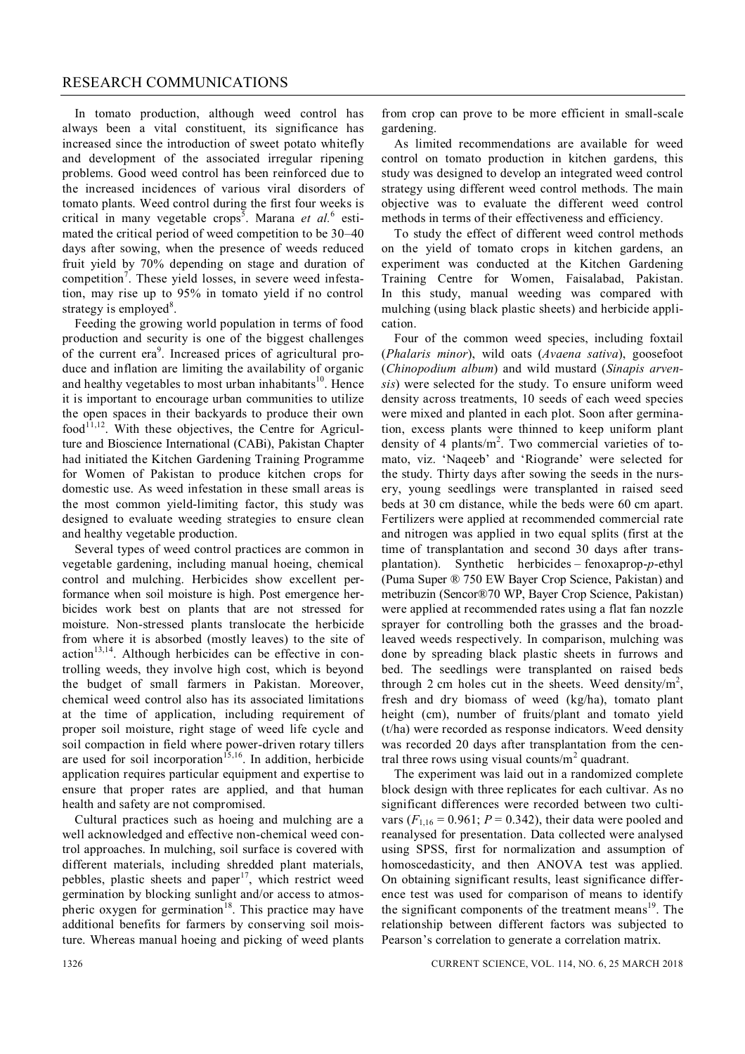In tomato production, although weed control has always been a vital constituent, its significance has increased since the introduction of sweet potato whitefly and development of the associated irregular ripening problems. Good weed control has been reinforced due to the increased incidences of various viral disorders of tomato plants. Weed control during the first four weeks is critical in many vegetable crops[5]. Marana *et al.*[6] estimated the critical period of weed competition to be 30–40 days after sowing, when the presence of weeds reduced fruit yield by 70% depending on stage and duration of competition[7]. These yield losses, in severe weed infestation, may rise up to 95% in tomato yield if no control strategy is employed[8].

Feeding the growing world population in terms of food production and security is one of the biggest challenges of the current era[9]. Increased prices of agricultural produce and inflation are limiting the availability of organic and healthy vegetables to most urban inhabitants[10]. Hence it is important to encourage urban communities to utilize the open spaces in their backyards to produce their own food[11,12]. With these objectives, the Centre for Agriculture and Bioscience International (CABi), Pakistan Chapter had initiated the Kitchen Gardening Training Programme for Women of Pakistan to produce kitchen crops for domestic use. As weed infestation in these small areas is the most common yield-limiting factor, this study was designed to evaluate weeding strategies to ensure clean and healthy vegetable production.

Several types of weed control practices are common in vegetable gardening, including manual hoeing, chemical control and mulching. Herbicides show excellent performance when soil moisture is high. Post emergence herbicides work best on plants that are not stressed for moisture. Non-stressed plants translocate the herbicide from where it is absorbed (mostly leaves) to the site of action[13,14]. Although herbicides can be effective in controlling weeds, they involve high cost, which is beyond the budget of small farmers in Pakistan. Moreover, chemical weed control also has its associated limitations at the time of application, including requirement of proper soil moisture, right stage of weed life cycle and soil compaction in field where power-driven rotary tillers are used for soil incorporation[15,16]. In addition, herbicide application requires particular equipment and expertise to ensure that proper rates are applied, and that human health and safety are not compromised.

Cultural practices such as hoeing and mulching are a well acknowledged and effective non-chemical weed control approaches. In mulching, soil surface is covered with different materials, including shredded plant materials, pebbles, plastic sheets and paper[17], which restrict weed germination by blocking sunlight and/or access to atmospheric oxygen for germination[18]. This practice may have additional benefits for farmers by conserving soil moisture. Whereas manual hoeing and picking of weed plants from crop can prove to be more efficient in small-scale gardening.

As limited recommendations are available for weed control on tomato production in kitchen gardens, this study was designed to develop an integrated weed control strategy using different weed control methods. The main objective was to evaluate the different weed control methods in terms of their effectiveness and efficiency.

To study the effect of different weed control methods on the yield of tomato crops in kitchen gardens, an experiment was conducted at the Kitchen Gardening Training Centre for Women, Faisalabad, Pakistan. In this study, manual weeding was compared with mulching (using black plastic sheets) and herbicide application.

Four of the common weed species, including foxtail (*Phalaris minor*), wild oats (*Avaena sativa*), goosefoot (*Chinopodium album*) and wild mustard (*Sinapis arvensis*) were selected for the study. To ensure uniform weed density across treatments, 10 seeds of each weed species were mixed and planted in each plot. Soon after germination, excess plants were thinned to keep uniform plant density of 4 plants/m$^2$. Two commercial varieties of tomato, viz. 'Naqeeb' and 'Riogrande' were selected for the study. Thirty days after sowing the seeds in the nursery, young seedlings were transplanted in raised seed beds at 30 cm distance, while the beds were 60 cm apart. Fertilizers were applied at recommended commercial rate and nitrogen was applied in two equal splits (first at the time of transplantation and second 30 days after transplantation). Synthetic herbicides – fenoxaprop-*p*-ethyl (Puma Super ® 750 EW Bayer Crop Science, Pakistan) and metribuzin (Sencor®70 WP, Bayer Crop Science, Pakistan) were applied at recommended rates using a flat fan nozzle sprayer for controlling both the grasses and the broad-leaved weeds respectively. In comparison, mulching was done by spreading black plastic sheets in furrows and bed. The seedlings were transplanted on raised beds through 2 cm holes cut in the sheets. Weed density/m$^2$, fresh and dry biomass of weed (kg/ha), tomato plant height (cm), number of fruits/plant and tomato yield (t/ha) were recorded as response indicators. Weed density was recorded 20 days after transplantation from the central three rows using visual counts/m$^2$ quadrant.

The experiment was laid out in a randomized complete block design with three replicates for each cultivar. As no significant differences were recorded between two cultivars ($F_{1,16} = 0.961$; $P = 0.342$), their data were pooled and reanalysed for presentation. Data collected were analysed using SPSS, first for normalization and assumption of homoscedasticity, and then ANOVA test was applied. On obtaining significant results, least significance difference test was used for comparison of means to identify the significant components of the treatment means[19]. The relationship between different factors was subjected to Pearson's correlation to generate a correlation matrix.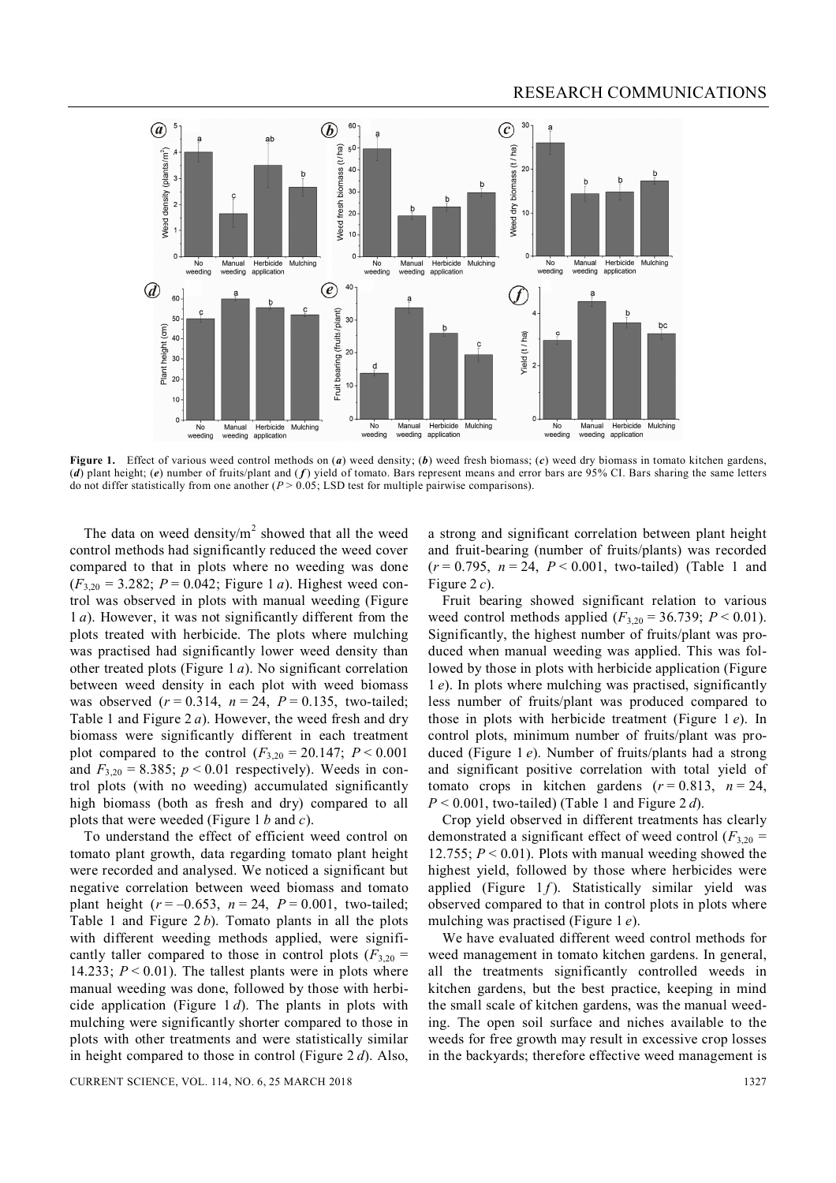**Figure 1.** Effect of various weed control methods on (***a***) weed density; (***b***) weed fresh biomass; (***c***) weed dry biomass in tomato kitchen gardens, (***d***) plant height; (***e***) number of fruits/plant and (***f***) yield of tomato. Bars represent means and error bars are 95% CI. Bars sharing the same letters do not differ statistically from one another ($P > 0.05$; LSD test for multiple pairwise comparisons).

The data on weed density/m$^2$ showed that all the weed control methods had significantly reduced the weed cover compared to that in plots where no weeding was done ($F_{3,20} = 3.282$; $P = 0.042$; Figure 1 *a*). Highest weed control was observed in plots with manual weeding (Figure 1 *a*). However, it was not significantly different from the plots treated with herbicide. The plots where mulching was practised had significantly lower weed density than other treated plots (Figure 1 *a*). No significant correlation between weed density in each plot with weed biomass was observed ($r = 0.314$, $n = 24$, $P = 0.135$, two-tailed; Table 1 and Figure 2 *a*). However, the weed fresh and dry biomass were significantly different in each treatment plot compared to the control ($F_{3,20} = 20.147$; $P < 0.001$ and $F_{3,20} = 8.385$; $p < 0.01$ respectively). Weeds in control plots (with no weeding) accumulated significantly high biomass (both as fresh and dry) compared to all plots that were weeded (Figure 1 *b* and *c*).

To understand the effect of efficient weed control on tomato plant growth, data regarding tomato plant height were recorded and analysed. We noticed a significant but negative correlation between weed biomass and tomato plant height ($r = -0.653$, $n = 24$, $P = 0.001$, two-tailed; Table 1 and Figure 2 *b*). Tomato plants in all the plots with different weeding methods applied, were significantly taller compared to those in control plots ($F_{3,20} = 14.233$; $P < 0.01$). The tallest plants were in plots where manual weeding was done, followed by those with herbicide application (Figure 1 *d*). The plants in plots with mulching were significantly shorter compared to those in plots with other treatments and were statistically similar in height compared to those in control (Figure 2 *d*). Also, a strong and significant correlation between plant height and fruit-bearing (number of fruits/plants) was recorded ($r = 0.795$, $n = 24$, $P < 0.001$, two-tailed) (Table 1 and Figure 2 *c*).

Fruit bearing showed significant relation to various weed control methods applied ($F_{3,20} = 36.739$; $P < 0.01$). Significantly, the highest number of fruits/plant was produced when manual weeding was applied. This was followed by those in plots with herbicide application (Figure 1 *e*). In plots where mulching was practised, significantly less number of fruits/plant was produced compared to those in plots with herbicide treatment (Figure 1 *e*). In control plots, minimum number of fruits/plant was produced (Figure 1 *e*). Number of fruits/plants had a strong and significant positive correlation with total yield of tomato crops in kitchen gardens ($r = 0.813$, $n = 24$, $P < 0.001$, two-tailed) (Table 1 and Figure 2 *d*).

Crop yield observed in different treatments has clearly demonstrated a significant effect of weed control ($F_{3,20} = 12.755$; $P < 0.01$). Plots with manual weeding showed the highest yield, followed by those where herbicides were applied (Figure 1 *f*). Statistically similar yield was observed compared to that in control plots in plots where mulching was practised (Figure 1 *e*).

We have evaluated different weed control methods for weed management in tomato kitchen gardens. In general, all the treatments significantly controlled weeds in kitchen gardens, but the best practice, keeping in mind the small scale of kitchen gardens, was the manual weeding. The open soil surface and niches available to the weeds for free growth may result in excessive crop losses in the backyards; therefore effective weed management is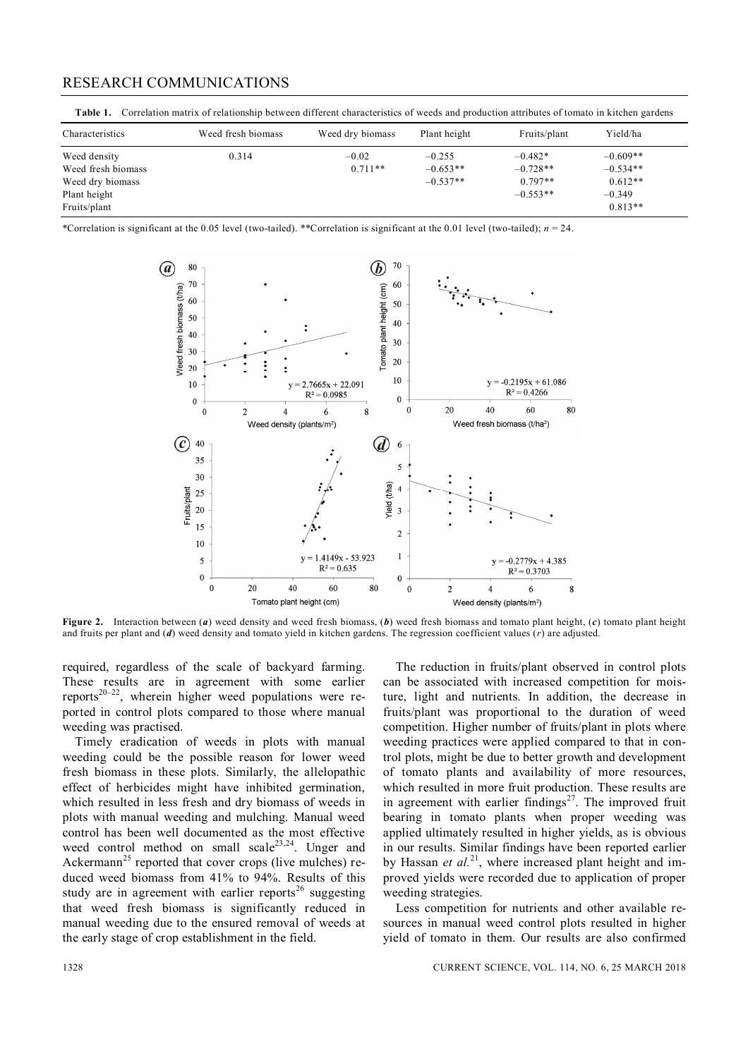**Table 1.** Correlation matrix of relationship between different characteristics of weeds and production attributes of tomato in kitchen gardens

| Characteristics | Weed fresh biomass | Weed dry biomass | Plant height | Fruits/plant | Yield/ha |
|---|---|---|---|---|---|
| Weed density | 0.314 | −0.02 | −0.255 | −0.482* | −0.609** |
| Weed fresh biomass | | 0.711** | −0.653** | −0.728** | −0.534** |
| Weed dry biomass | | | −0.537** | 0.797** | 0.612** |
| Plant height | | | | −0.553** | −0.349 |
| Fruits/plant | | | | | 0.813** |

*Correlation is significant at the 0.05 level (two-tailed). **Correlation is significant at the 0.01 level (two-tailed); $n = 24$.

**Figure 2.** Interaction between (*a*) weed density and weed fresh biomass, (*b*) weed fresh biomass and tomato plant height, (*c*) tomato plant height and fruits per plant and (*d*) weed density and tomato yield in kitchen gardens. The regression coefficient values ($r$) are adjusted.

required, regardless of the scale of backyard farming. These results are in agreement with some earlier reports[20–22], wherein higher weed populations were reported in control plots compared to those where manual weeding was practised.

Timely eradication of weeds in plots with manual weeding could be the possible reason for lower weed fresh biomass in these plots. Similarly, the allelopathic effect of herbicides might have inhibited germination, which resulted in less fresh and dry biomass of weeds in plots with manual weeding and mulching. Manual weed control has been well documented as the most effective weed control method on small scale[23,24]. Unger and Ackermann[25] reported that cover crops (live mulches) reduced weed biomass from 41% to 94%. Results of this study are in agreement with earlier reports[26] suggesting that weed fresh biomass is significantly reduced in manual weeding due to the ensured removal of weeds at the early stage of crop establishment in the field.

The reduction in fruits/plant observed in control plots can be associated with increased competition for moisture, light and nutrients. In addition, the decrease in fruits/plant was proportional to the duration of weed competition. Higher number of fruits/plant in plots where weeding practices were applied compared to that in control plots, might be due to better growth and development of tomato plants and availability of more resources, which resulted in more fruit production. These results are in agreement with earlier findings[27]. The improved fruit bearing in tomato plants when proper weeding was applied ultimately resulted in higher yields, as is obvious in our results. Similar findings have been reported earlier by Hassan *et al.*[21], where increased plant height and improved yields were recorded due to application of proper weeding strategies.

Less competition for nutrients and other available resources in manual weed control plots resulted in higher yield of tomato in them. Our results are also confirmed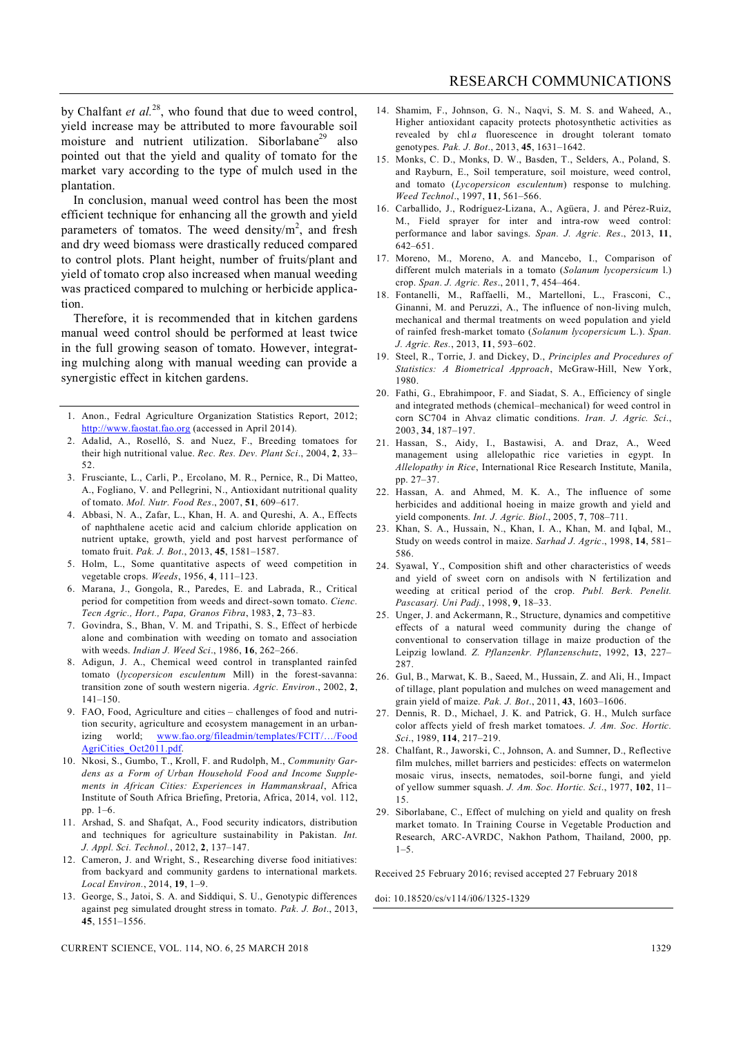by Chalfant *et al.*[28], who found that due to weed control, yield increase may be attributed to more favourable soil moisture and nutrient utilization. Siborlabane[29] also pointed out that the yield and quality of tomato for the market vary according to the type of mulch used in the plantation.

In conclusion, manual weed control has been the most efficient technique for enhancing all the growth and yield parameters of tomatos. The weed density/$m^2$, and fresh and dry weed biomass were drastically reduced compared to control plots. Plant height, number of fruits/plant and yield of tomato crop also increased when manual weeding was practiced compared to mulching or herbicide application.

Therefore, it is recommended that in kitchen gardens manual weed control should be performed at least twice in the full growing season of tomato. However, integrating mulching along with manual weeding can provide a synergistic effect in kitchen gardens.

1. Anon., Fedral Agriculture Organization Statistics Report, 2012; http://www.faostat.fao.org (accessed in April 2014).
2. Adalid, A., Roselló, S. and Nuez, F., Breeding tomatoes for their high nutritional value. *Rec. Res. Dev. Plant Sci*., 2004, **2**, 33–52.
3. Frusciante, L., Carli, P., Ercolano, M. R., Pernice, R., Di Matteo, A., Fogliano, V. and Pellegrini, N., Antioxidant nutritional quality of tomato. *Mol. Nutr. Food Res*., 2007, **51**, 609–617.
4. Abbasi, N. A., Zafar, L., Khan, H. A. and Qureshi, A. A., Effects of naphthalene acetic acid and calcium chloride application on nutrient uptake, growth, yield and post harvest performance of tomato fruit. *Pak. J. Bot*., 2013, **45**, 1581–1587.
5. Holm, L., Some quantitative aspects of weed competition in vegetable crops. *Weeds*, 1956, **4**, 111–123.
6. Marana, J., Gongola, R., Paredes, E. and Labrada, R., Critical period for competition from weeds and direct-sown tomato. *Cienc. Tecn Agric., Hort., Papa, Granos Fibra*, 1983, **2**, 73–83.
7. Govindra, S., Bhan, V. M. and Tripathi, S. S., Effect of herbicde alone and combination with weeding on tomato and association with weeds. *Indian J. Weed Sci*., 1986, **16**, 262–266.
8. Adigun, J. A., Chemical weed control in transplanted rainfed tomato (*lycopersicon esculentum* Mill) in the forest-savanna: transition zone of south western nigeria. *Agric. Environ*., 2002, **2**, 141–150.
9. FAO, Food, Agriculture and cities – challenges of food and nutrition security, agriculture and ecosystem management in an urbanizing world; www.fao.org/fileadmin/templates/FCIT/…/FoodAgriCities_Oct2011.pdf.
10. Nkosi, S., Gumbo, T., Kroll, F. and Rudolph, M., *Community Gardens as a Form of Urban Household Food and Income Supplements in African Cities: Experiences in Hammanskraal*, Africa Institute of South Africa Briefing, Pretoria, Africa, 2014, vol. 112, pp. 1–6.
11. Arshad, S. and Shafqat, A., Food security indicators, distribution and techniques for agriculture sustainability in Pakistan. *Int. J. Appl. Sci. Technol.*, 2012, **2**, 137–147.
12. Cameron, J. and Wright, S., Researching diverse food initiatives: from backyard and community gardens to international markets. *Local Environ.*, 2014, **19**, 1–9.
13. George, S., Jatoi, S. A. and Siddiqui, S. U., Genotypic differences against peg simulated drought stress in tomato. *Pak. J. Bot*., 2013, **45**, 1551–1556.
14. Shamim, F., Johnson, G. N., Naqvi, S. M. S. and Waheed, A., Higher antioxidant capacity protects photosynthetic activities as revealed by chl *a* fluorescence in drought tolerant tomato genotypes. *Pak. J. Bot*., 2013, **45**, 1631–1642.
15. Monks, C. D., Monks, D. W., Basden, T., Selders, A., Poland, S. and Rayburn, E., Soil temperature, soil moisture, weed control, and tomato (*Lycopersicon esculentum*) response to mulching. *Weed Technol*., 1997, **11**, 561–566.
16. Carballido, J., Rodríguez-Lizana, A., Agüera, J. and Pérez-Ruiz, M., Field sprayer for inter and intra-row weed control: performance and labor savings. *Span. J. Agric. Res*., 2013, **11**, 642–651.
17. Moreno, M., Moreno, A. and Mancebo, I., Comparison of different mulch materials in a tomato (*Solanum lycopersicum* l.) crop. *Span. J. Agric. Res*., 2011, **7**, 454–464.
18. Fontanelli, M., Raffaelli, M., Martelloni, L., Frasconi, C., Ginanni, M. and Peruzzi, A., The influence of non-living mulch, mechanical and thermal treatments on weed population and yield of rainfed fresh-market tomato (*Solanum lycopersicum* L.). *Span. J. Agric. Res.*, 2013, **11**, 593–602.
19. Steel, R., Torrie, J. and Dickey, D., *Principles and Procedures of Statistics: A Biometrical Approach*, McGraw-Hill, New York, 1980.
20. Fathi, G., Ebrahimpoor, F. and Siadat, S. A., Efficiency of single and integrated methods (chemical–mechanical) for weed control in corn SC704 in Ahvaz climatic conditions. *Iran. J. Agric. Sci*., 2003, **34**, 187–197.
21. Hassan, S., Aidy, I., Bastawisi, A. and Draz, A., Weed management using allelopathic rice varieties in egypt. In *Allelopathy in Rice*, International Rice Research Institute, Manila, pp. 27–37.
22. Hassan, A. and Ahmed, M. K. A., The influence of some herbicides and additional hoeing in maize growth and yield and yield components. *Int. J. Agric. Biol*., 2005, **7**, 708–711.
23. Khan, S. A., Hussain, N., Khan, I. A., Khan, M. and Iqbal, M., Study on weeds control in maize. *Sarhad J. Agric*., 1998, **14**, 581–586.
24. Syawal, Y., Composition shift and other characteristics of weeds and yield of sweet corn on andisols with N fertilization and weeding at critical period of the crop. *Publ. Berk. Penelit. Pascasarj. Uni Padj.*, 1998, **9**, 18–33.
25. Unger, J. and Ackermann, R., Structure, dynamics and competitive effects of a natural weed community during the change of conventional to conservation tillage in maize production of the Leipzig lowland. *Z. Pflanzenkr. Pflanzenschutz*, 1992, **13**, 227–287.
26. Gul, B., Marwat, K. B., Saeed, M., Hussain, Z. and Ali, H., Impact of tillage, plant population and mulches on weed management and grain yield of maize. *Pak. J. Bot*., 2011, **43**, 1603–1606.
27. Dennis, R. D., Michael, J. K. and Patrick, G. H., Mulch surface color affects yield of fresh market tomatoes. *J. Am. Soc. Hortic. Sci*., 1989, **114**, 217–219.
28. Chalfant, R., Jaworski, C., Johnson, A. and Sumner, D., Reflective film mulches, millet barriers and pesticides: effects on watermelon mosaic virus, insects, nematodes, soil-borne fungi, and yield of yellow summer squash. *J. Am. Soc. Hortic. Sci*., 1977, **102**, 11–15.
29. Siborlabane, C., Effect of mulching on yield and quality on fresh market tomato. In Training Course in Vegetable Production and Research, ARC-AVRDC, Nakhon Pathom, Thailand, 2000, pp. 1–5.

Received 25 February 2016; revised accepted 27 February 2018

doi: 10.18520/cs/v114/i06/1325-1329